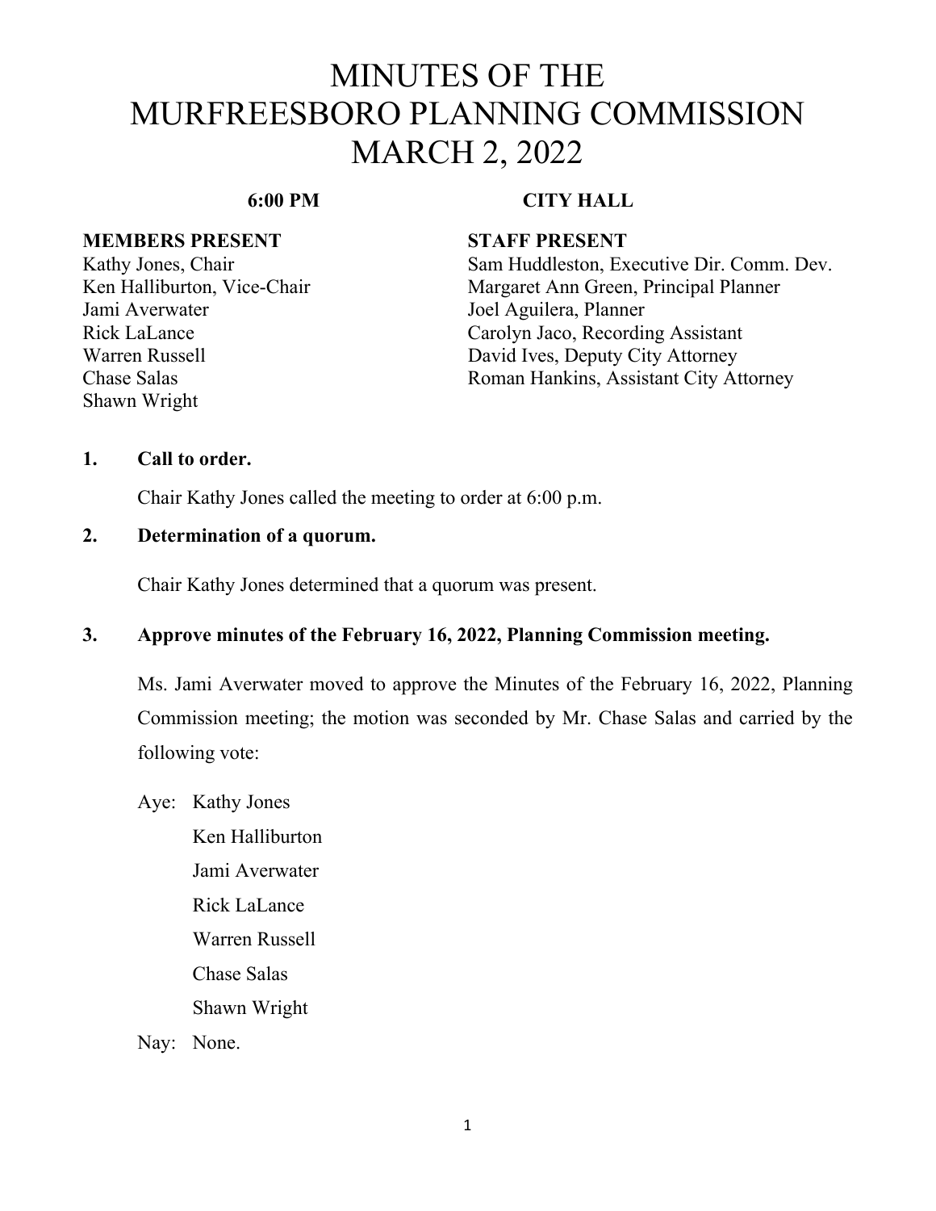# MINUTES OF THE MURFREESBORO PLANNING COMMISSION MARCH 2, 2022

**6:00 PM** **CITY HALL**

| **MEMBERS PRESENT** | **STAFF PRESENT** |
|---|---|
| Kathy Jones, Chair | Sam Huddleston, Executive Dir. Comm. Dev. |
| Ken Halliburton, Vice-Chair | Margaret Ann Green, Principal Planner |
| Jami Averwater | Joel Aguilera, Planner |
| Rick LaLance | Carolyn Jaco, Recording Assistant |
| Warren Russell | David Ives, Deputy City Attorney |
| Chase Salas | Roman Hankins, Assistant City Attorney |
| Shawn Wright | |

**1. Call to order.**

Chair Kathy Jones called the meeting to order at 6:00 p.m.

**2. Determination of a quorum.**

Chair Kathy Jones determined that a quorum was present.

**3. Approve minutes of the February 16, 2022, Planning Commission meeting.**

Ms. Jami Averwater moved to approve the Minutes of the February 16, 2022, Planning Commission meeting; the motion was seconded by Mr. Chase Salas and carried by the following vote:

Aye: Kathy Jones
Ken Halliburton
Jami Averwater
Rick LaLance
Warren Russell
Chase Salas
Shawn Wright

Nay: None.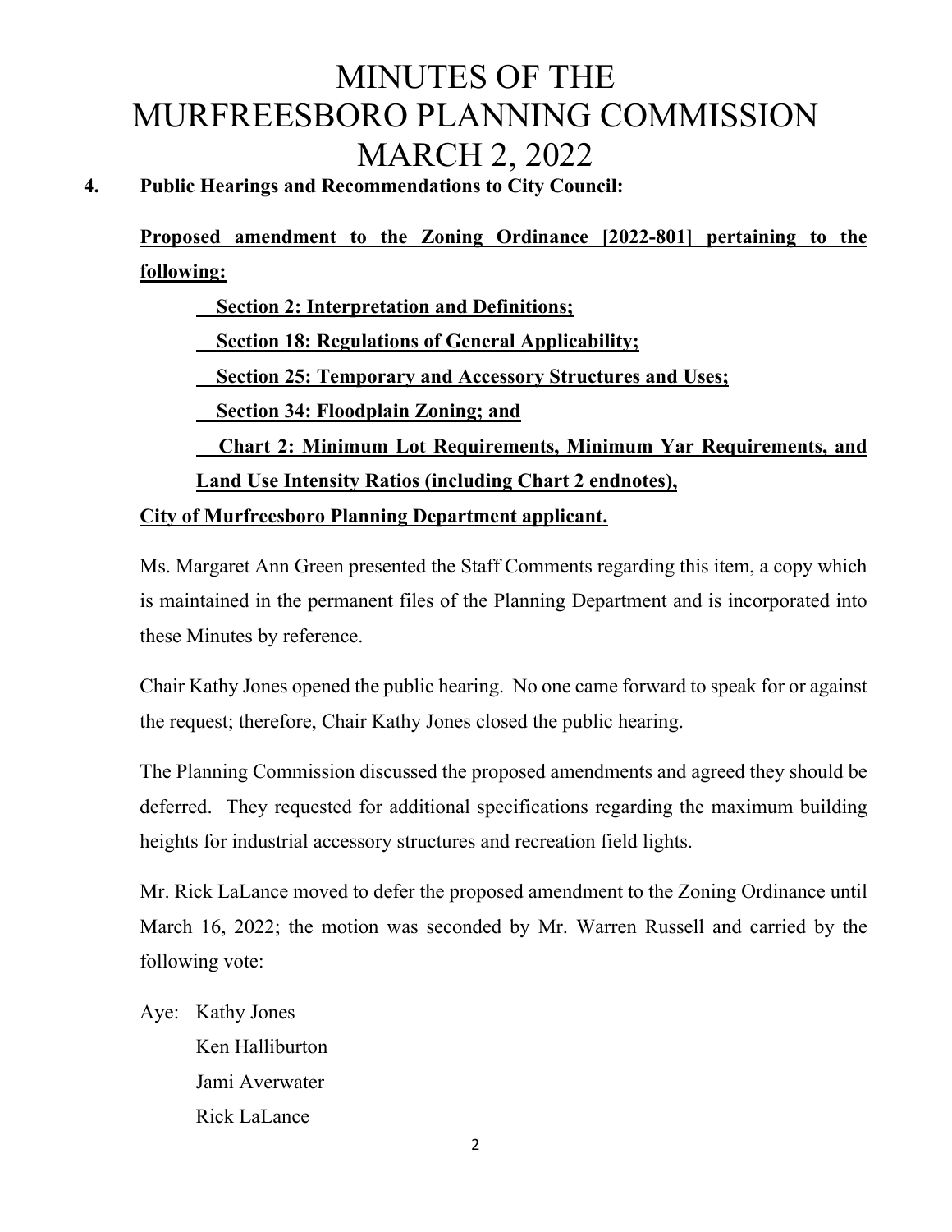# MINUTES OF THE MURFREESBORO PLANNING COMMISSION MARCH 2, 2022

**4. Public Hearings and Recommendations to City Council:**

**Proposed amendment to the Zoning Ordinance [2022-801] pertaining to the following:**

**Section 2: Interpretation and Definitions;**

**Section 18: Regulations of General Applicability;**

**Section 25: Temporary and Accessory Structures and Uses;**

**Section 34: Floodplain Zoning; and**

**Chart 2: Minimum Lot Requirements, Minimum Yar Requirements, and Land Use Intensity Ratios (including Chart 2 endnotes),**

**City of Murfreesboro Planning Department applicant.**

Ms. Margaret Ann Green presented the Staff Comments regarding this item, a copy which is maintained in the permanent files of the Planning Department and is incorporated into these Minutes by reference.

Chair Kathy Jones opened the public hearing. No one came forward to speak for or against the request; therefore, Chair Kathy Jones closed the public hearing.

The Planning Commission discussed the proposed amendments and agreed they should be deferred. They requested for additional specifications regarding the maximum building heights for industrial accessory structures and recreation field lights.

Mr. Rick LaLance moved to defer the proposed amendment to the Zoning Ordinance until March 16, 2022; the motion was seconded by Mr. Warren Russell and carried by the following vote:

Aye: Kathy Jones
Ken Halliburton
Jami Averwater
Rick LaLance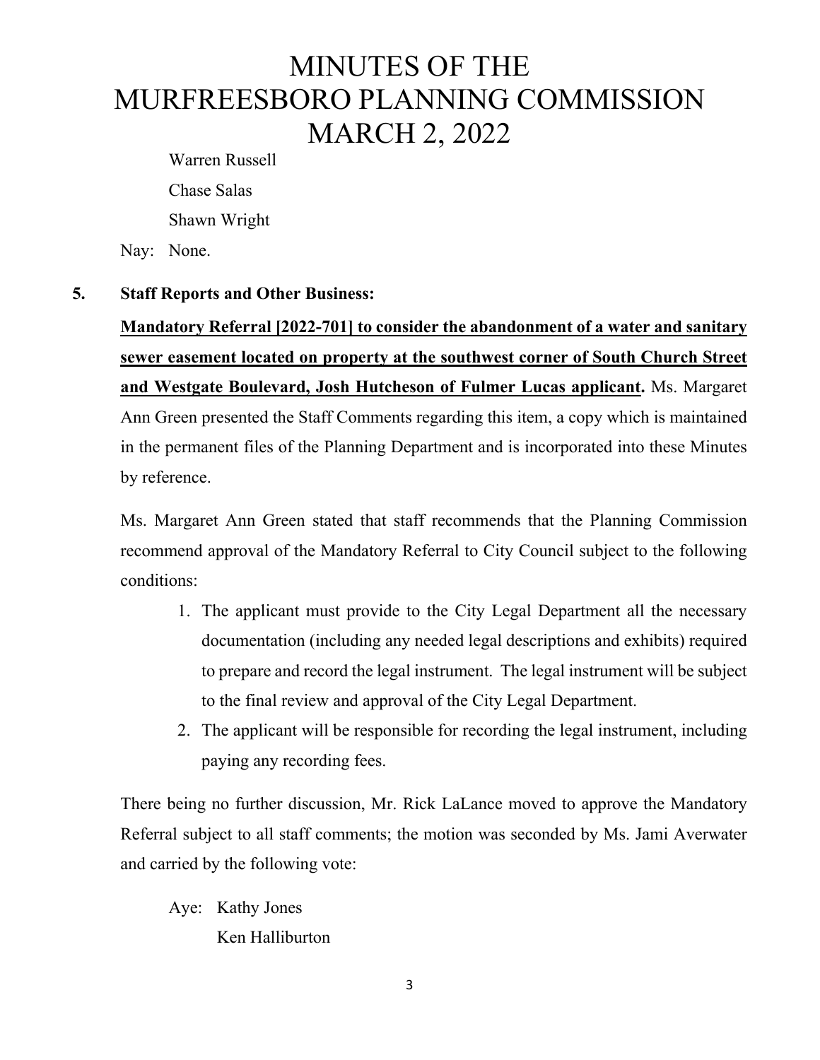Warren Russell

Chase Salas

Shawn Wright

Nay: None.

**5. Staff Reports and Other Business:**

**<u>Mandatory Referral [2022-701] to consider the abandonment of a water and sanitary sewer easement located on property at the southwest corner of South Church Street and Westgate Boulevard, Josh Hutcheson of Fulmer Lucas applicant</u>.** Ms. Margaret Ann Green presented the Staff Comments regarding this item, a copy which is maintained in the permanent files of the Planning Department and is incorporated into these Minutes by reference.

Ms. Margaret Ann Green stated that staff recommends that the Planning Commission recommend approval of the Mandatory Referral to City Council subject to the following conditions:

1. The applicant must provide to the City Legal Department all the necessary documentation (including any needed legal descriptions and exhibits) required to prepare and record the legal instrument. The legal instrument will be subject to the final review and approval of the City Legal Department.
2. The applicant will be responsible for recording the legal instrument, including paying any recording fees.

There being no further discussion, Mr. Rick LaLance moved to approve the Mandatory Referral subject to all staff comments; the motion was seconded by Ms. Jami Averwater and carried by the following vote:

Aye: Kathy Jones

Ken Halliburton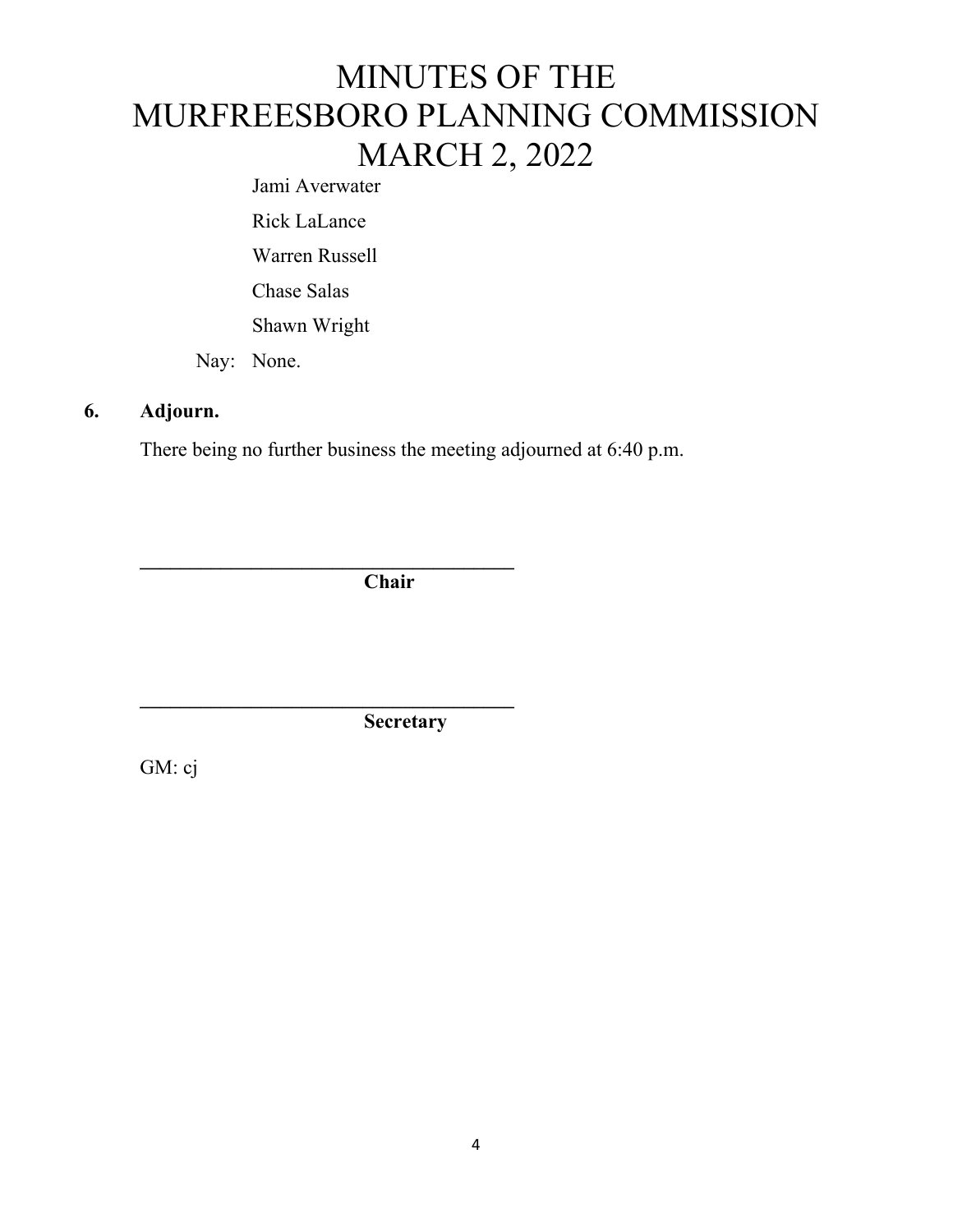Jami Averwater

Rick LaLance

Warren Russell

Chase Salas

Shawn Wright

Nay: None.

**6. Adjourn.**

There being no further business the meeting adjourned at 6:40 p.m.

\_\_\_\_\_\_\_\_\_\_\_\_\_\_\_\_\_\_\_\_\_\_\_\_\_\_\_\_\_\_\_\_\_\_\_\_\_\_\_

**Chair**

\_\_\_\_\_\_\_\_\_\_\_\_\_\_\_\_\_\_\_\_\_\_\_\_\_\_\_\_\_\_\_\_\_\_\_\_\_\_\_

**Secretary**

GM: cj